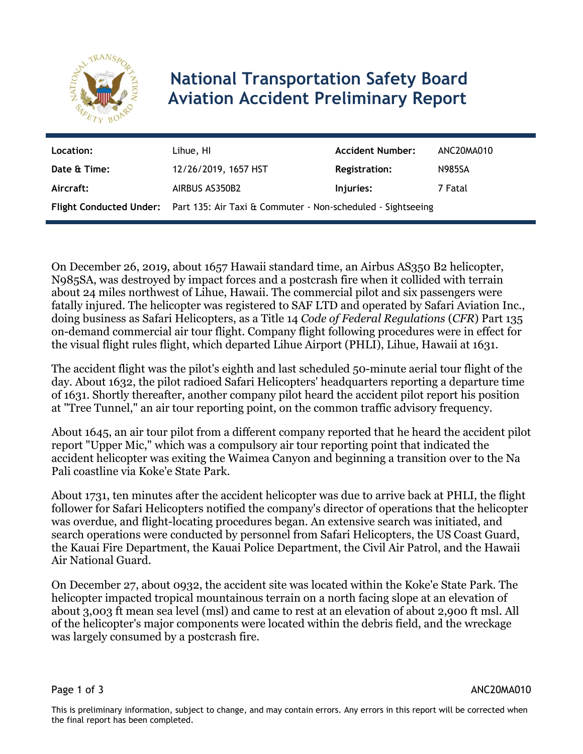# National Transportation Safety Board Aviation Accident Preliminary Report

| Location: | Lihue, HI | Accident Number: | ANC20MA010 |
| --- | --- | --- | --- |
| Date & Time: | 12/26/2019, 1657 HST | Registration: | N985SA |
| Aircraft: | AIRBUS AS350B2 | Injuries: | 7 Fatal |
| Flight Conducted Under: | Part 135: Air Taxi & Commuter - Non-scheduled - Sightseeing | | |

On December 26, 2019, about 1657 Hawaii standard time, an Airbus AS350 B2 helicopter, N985SA, was destroyed by impact forces and a postcrash fire when it collided with terrain about 24 miles northwest of Lihue, Hawaii. The commercial pilot and six passengers were fatally injured. The helicopter was registered to SAF LTD and operated by Safari Aviation Inc., doing business as Safari Helicopters, as a Title 14 *Code of Federal Regulations* (*CFR*) Part 135 on-demand commercial air tour flight. Company flight following procedures were in effect for the visual flight rules flight, which departed Lihue Airport (PHLI), Lihue, Hawaii at 1631.

The accident flight was the pilot's eighth and last scheduled 50-minute aerial tour flight of the day. About 1632, the pilot radioed Safari Helicopters' headquarters reporting a departure time of 1631. Shortly thereafter, another company pilot heard the accident pilot report his position at "Tree Tunnel," an air tour reporting point, on the common traffic advisory frequency.

About 1645, an air tour pilot from a different company reported that he heard the accident pilot report "Upper Mic," which was a compulsory air tour reporting point that indicated the accident helicopter was exiting the Waimea Canyon and beginning a transition over to the Na Pali coastline via Koke'e State Park.

About 1731, ten minutes after the accident helicopter was due to arrive back at PHLI, the flight follower for Safari Helicopters notified the company's director of operations that the helicopter was overdue, and flight-locating procedures began. An extensive search was initiated, and search operations were conducted by personnel from Safari Helicopters, the US Coast Guard, the Kauai Fire Department, the Kauai Police Department, the Civil Air Patrol, and the Hawaii Air National Guard.

On December 27, about 0932, the accident site was located within the Koke'e State Park. The helicopter impacted tropical mountainous terrain on a north facing slope at an elevation of about 3,003 ft mean sea level (msl) and came to rest at an elevation of about 2,900 ft msl. All of the helicopter's major components were located within the debris field, and the wreckage was largely consumed by a postcrash fire.

This is preliminary information, subject to change, and may contain errors. Any errors in this report will be corrected when the final report has been completed.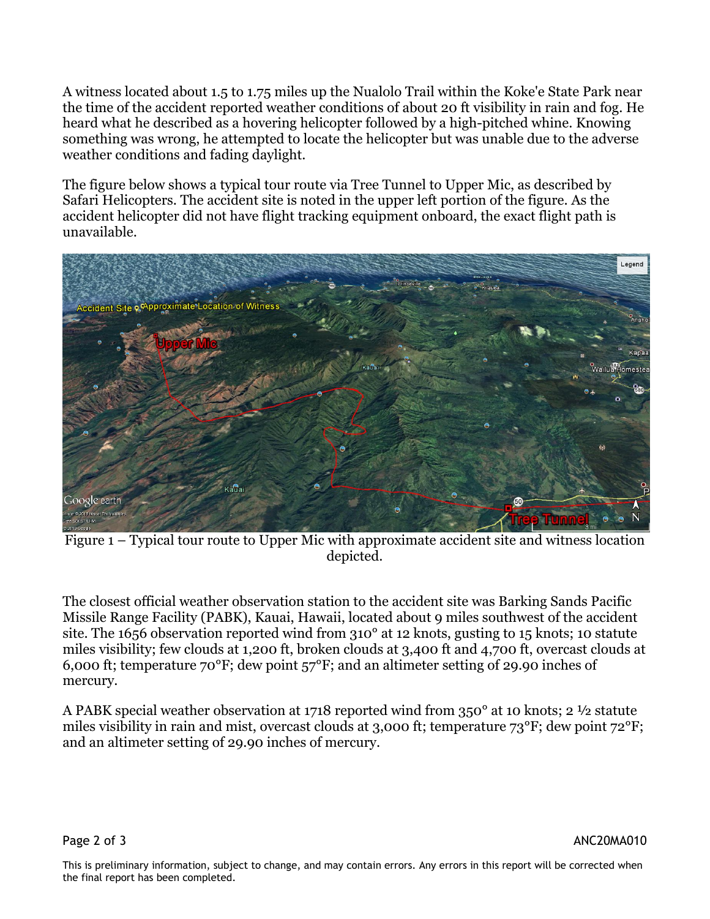A witness located about 1.5 to 1.75 miles up the Nualolo Trail within the Koke'e State Park near the time of the accident reported weather conditions of about 20 ft visibility in rain and fog. He heard what he described as a hovering helicopter followed by a high-pitched whine. Knowing something was wrong, he attempted to locate the helicopter but was unable due to the adverse weather conditions and fading daylight.

The figure below shows a typical tour route via Tree Tunnel to Upper Mic, as described by Safari Helicopters. The accident site is noted in the upper left portion of the figure. As the accident helicopter did not have flight tracking equipment onboard, the exact flight path is unavailable.

Figure 1 – Typical tour route to Upper Mic with approximate accident site and witness location depicted.

The closest official weather observation station to the accident site was Barking Sands Pacific Missile Range Facility (PABK), Kauai, Hawaii, located about 9 miles southwest of the accident site. The 1656 observation reported wind from 310° at 12 knots, gusting to 15 knots; 10 statute miles visibility; few clouds at 1,200 ft, broken clouds at 3,400 ft and 4,700 ft, overcast clouds at 6,000 ft; temperature 70°F; dew point 57°F; and an altimeter setting of 29.90 inches of mercury.

A PABK special weather observation at 1718 reported wind from 350° at 10 knots; 2 ½ statute miles visibility in rain and mist, overcast clouds at 3,000 ft; temperature 73°F; dew point 72°F; and an altimeter setting of 29.90 inches of mercury.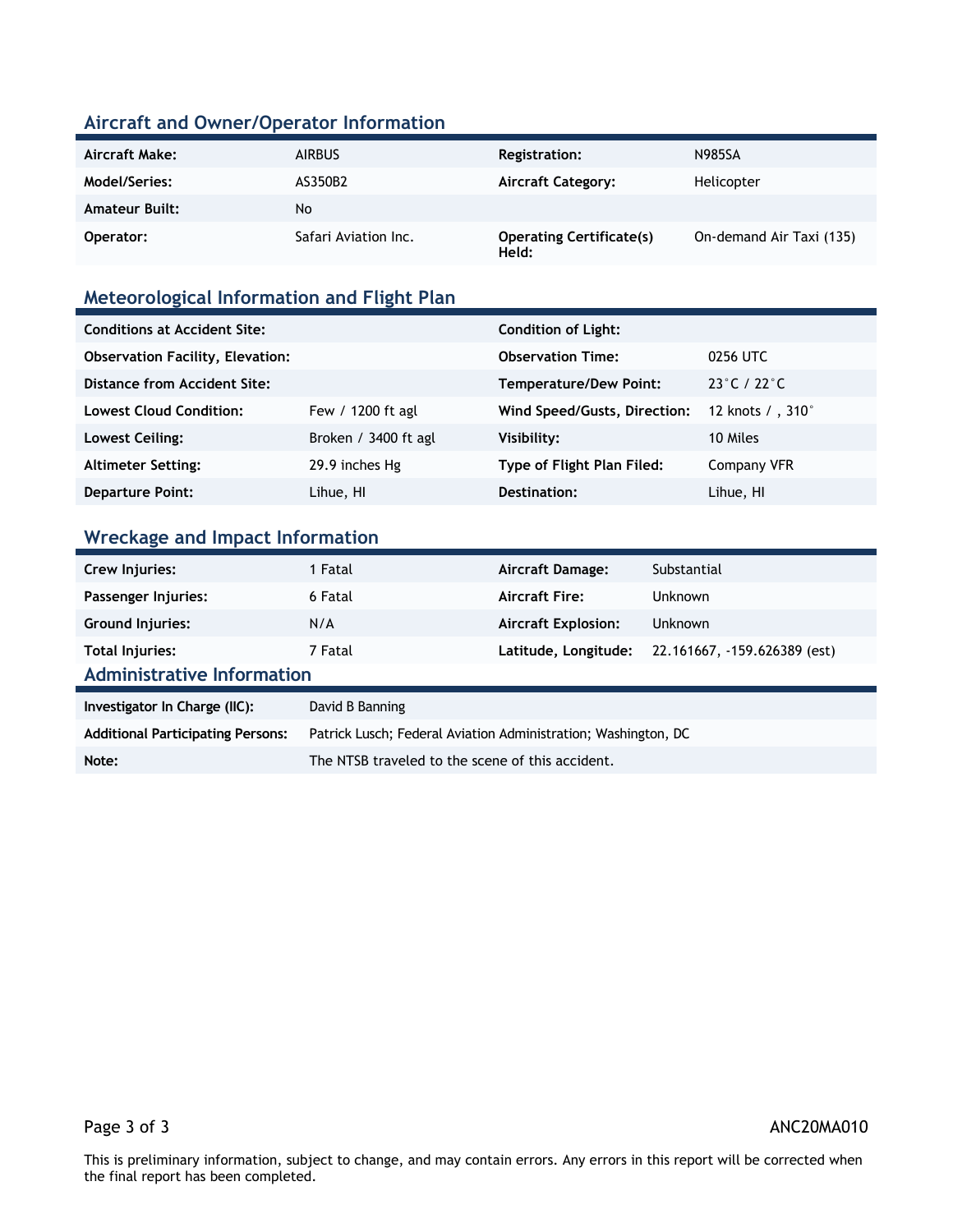## Aircraft and Owner/Operator Information

| | | | |
|---|---|---|---|
| **Aircraft Make:** | AIRBUS | **Registration:** | N985SA |
| **Model/Series:** | AS350B2 | **Aircraft Category:** | Helicopter |
| **Amateur Built:** | No | | |
| **Operator:** | Safari Aviation Inc. | **Operating Certificate(s) Held:** | On-demand Air Taxi (135) |

## Meteorological Information and Flight Plan

| | | | |
|---|---|---|---|
| **Conditions at Accident Site:** | | **Condition of Light:** | |
| **Observation Facility, Elevation:** | | **Observation Time:** | 0256 UTC |
| **Distance from Accident Site:** | | **Temperature/Dew Point:** | 23°C / 22°C |
| **Lowest Cloud Condition:** | Few / 1200 ft agl | **Wind Speed/Gusts, Direction:** | 12 knots / , 310° |
| **Lowest Ceiling:** | Broken / 3400 ft agl | **Visibility:** | 10 Miles |
| **Altimeter Setting:** | 29.9 inches Hg | **Type of Flight Plan Filed:** | Company VFR |
| **Departure Point:** | Lihue, HI | **Destination:** | Lihue, HI |

## Wreckage and Impact Information

| | | | |
|---|---|---|---|
| **Crew Injuries:** | 1 Fatal | **Aircraft Damage:** | Substantial |
| **Passenger Injuries:** | 6 Fatal | **Aircraft Fire:** | Unknown |
| **Ground Injuries:** | N/A | **Aircraft Explosion:** | Unknown |
| **Total Injuries:** | 7 Fatal | **Latitude, Longitude:** | 22.161667, -159.626389 (est) |

## Administrative Information

| | |
|---|---|
| **Investigator In Charge (IIC):** | David B Banning |
| **Additional Participating Persons:** | Patrick Lusch; Federal Aviation Administration; Washington, DC |
| **Note:** | The NTSB traveled to the scene of this accident. |

This is preliminary information, subject to change, and may contain errors. Any errors in this report will be corrected when the final report has been completed.